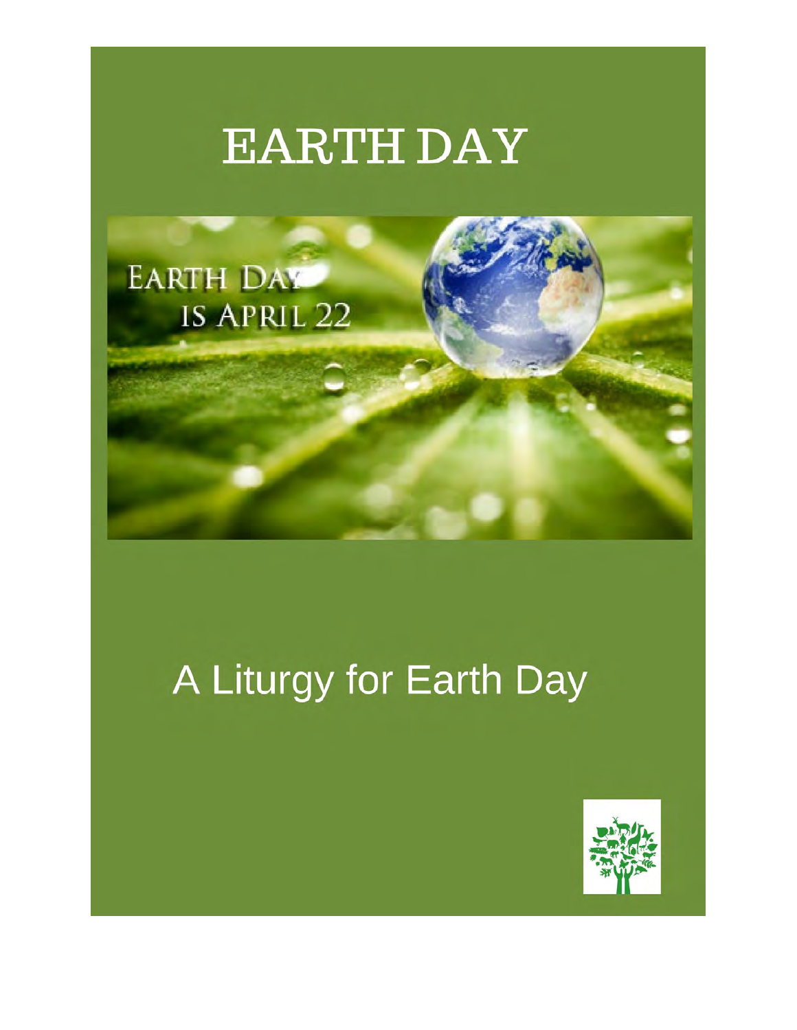# EARTH DAY

EARTH DAY IS APRIL 22

## A Liturgy for Earth Day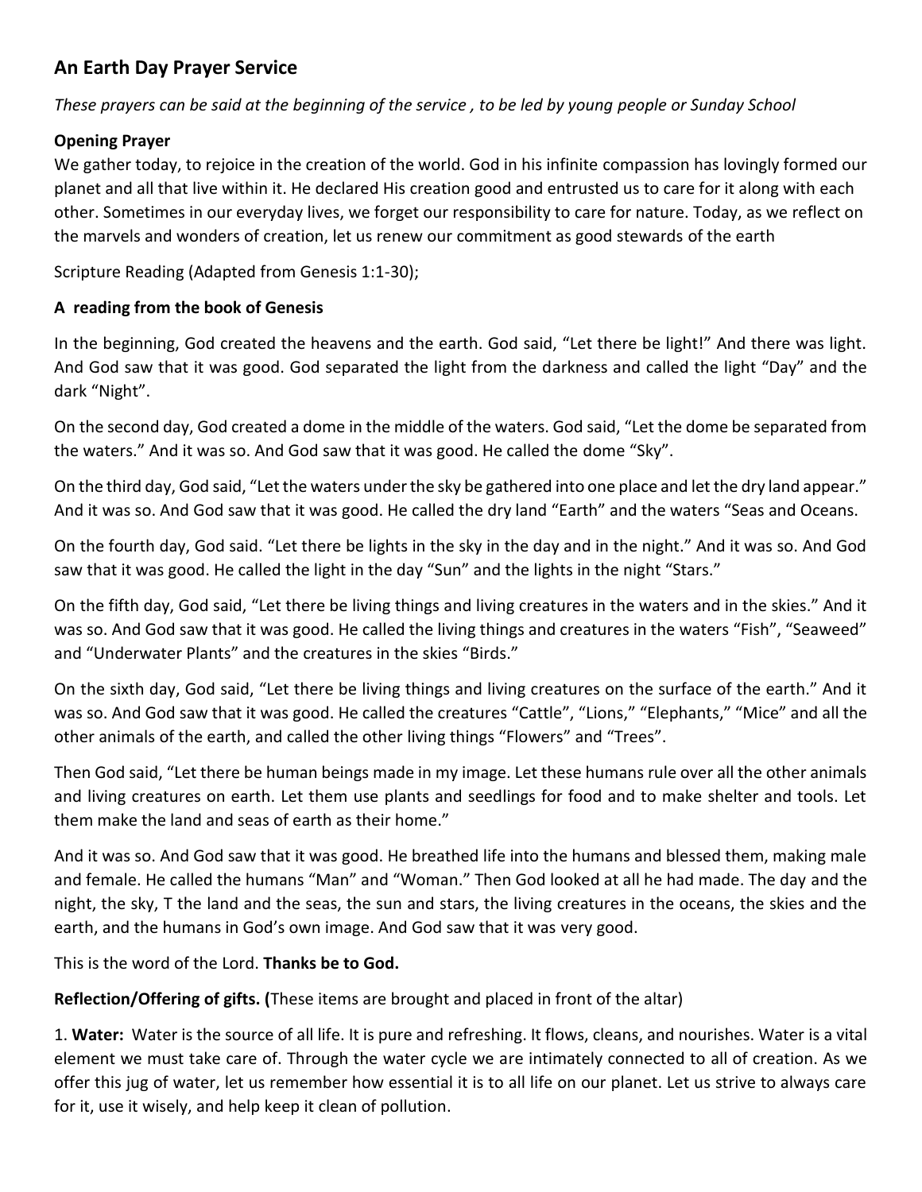## An Earth Day Prayer Service

*These prayers can be said at the beginning of the service , to be led by young people or Sunday School*

**Opening Prayer**

We gather today, to rejoice in the creation of the world. God in his infinite compassion has lovingly formed our planet and all that live within it. He declared His creation good and entrusted us to care for it along with each other. Sometimes in our everyday lives, we forget our responsibility to care for nature. Today, as we reflect on the marvels and wonders of creation, let us renew our commitment as good stewards of the earth

Scripture Reading (Adapted from Genesis 1:1-30);

**A reading from the book of Genesis**

In the beginning, God created the heavens and the earth. God said, "Let there be light!" And there was light. And God saw that it was good. God separated the light from the darkness and called the light "Day" and the dark "Night".

On the second day, God created a dome in the middle of the waters. God said, "Let the dome be separated from the waters." And it was so. And God saw that it was good. He called the dome "Sky".

On the third day, God said, "Let the waters under the sky be gathered into one place and let the dry land appear." And it was so. And God saw that it was good. He called the dry land "Earth" and the waters "Seas and Oceans.

On the fourth day, God said. "Let there be lights in the sky in the day and in the night." And it was so. And God saw that it was good. He called the light in the day "Sun" and the lights in the night "Stars."

On the fifth day, God said, "Let there be living things and living creatures in the waters and in the skies." And it was so. And God saw that it was good. He called the living things and creatures in the waters "Fish", "Seaweed" and "Underwater Plants" and the creatures in the skies "Birds."

On the sixth day, God said, "Let there be living things and living creatures on the surface of the earth." And it was so. And God saw that it was good. He called the creatures "Cattle", "Lions," "Elephants," "Mice" and all the other animals of the earth, and called the other living things "Flowers" and "Trees".

Then God said, "Let there be human beings made in my image. Let these humans rule over all the other animals and living creatures on earth. Let them use plants and seedlings for food and to make shelter and tools. Let them make the land and seas of earth as their home."

And it was so. And God saw that it was good. He breathed life into the humans and blessed them, making male and female. He called the humans "Man" and "Woman." Then God looked at all he had made. The day and the night, the sky, T the land and the seas, the sun and stars, the living creatures in the oceans, the skies and the earth, and the humans in God's own image. And God saw that it was very good.

This is the word of the Lord. **Thanks be to God.**

**Reflection/Offering of gifts. (**These items are brought and placed in front of the altar)

1. **Water:** Water is the source of all life. It is pure and refreshing. It flows, cleans, and nourishes. Water is a vital element we must take care of. Through the water cycle we are intimately connected to all of creation. As we offer this jug of water, let us remember how essential it is to all life on our planet. Let us strive to always care for it, use it wisely, and help keep it clean of pollution.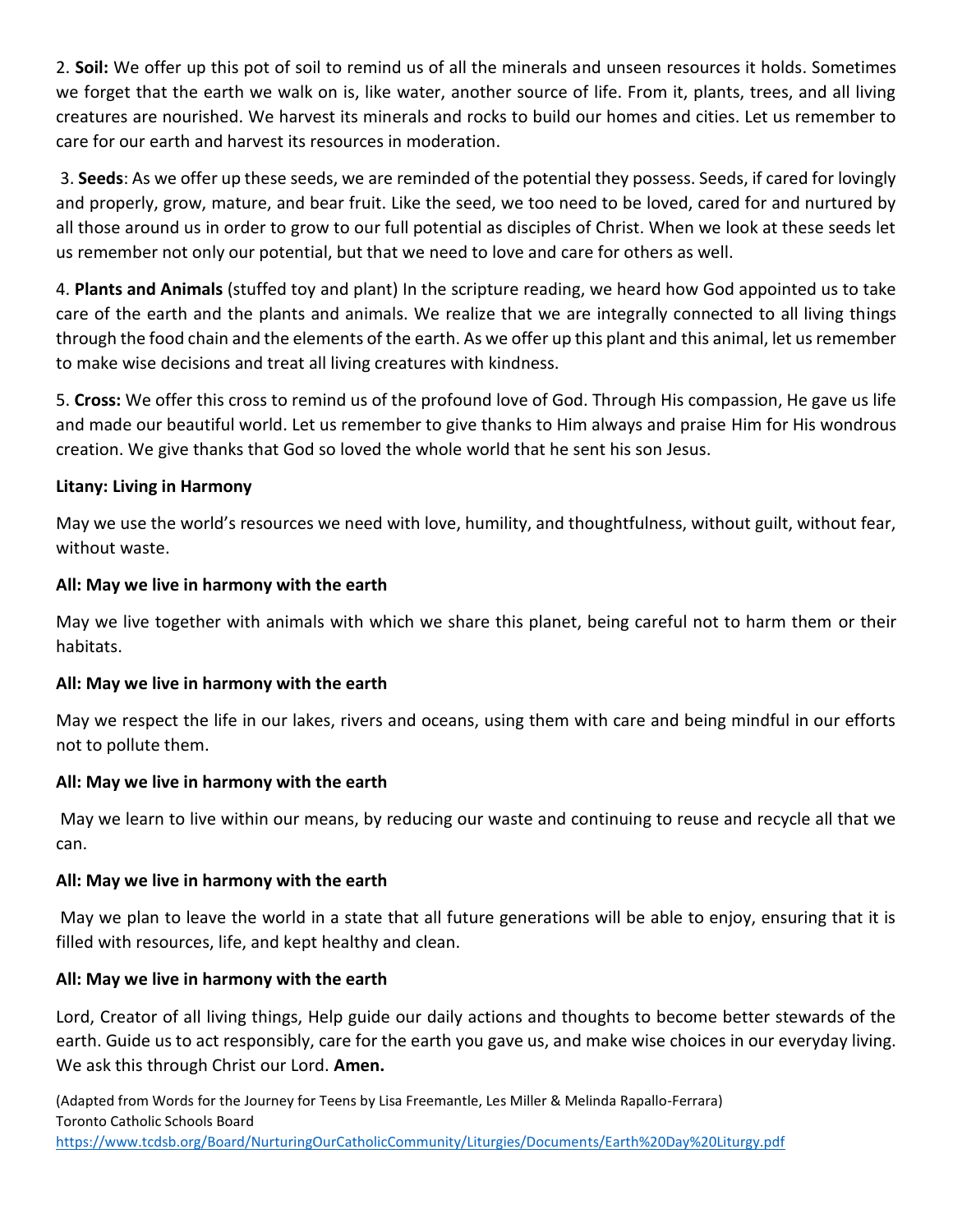2. **Soil:** We offer up this pot of soil to remind us of all the minerals and unseen resources it holds. Sometimes we forget that the earth we walk on is, like water, another source of life. From it, plants, trees, and all living creatures are nourished. We harvest its minerals and rocks to build our homes and cities. Let us remember to care for our earth and harvest its resources in moderation.

3. **Seeds**: As we offer up these seeds, we are reminded of the potential they possess. Seeds, if cared for lovingly and properly, grow, mature, and bear fruit. Like the seed, we too need to be loved, cared for and nurtured by all those around us in order to grow to our full potential as disciples of Christ. When we look at these seeds let us remember not only our potential, but that we need to love and care for others as well.

4. **Plants and Animals** (stuffed toy and plant) In the scripture reading, we heard how God appointed us to take care of the earth and the plants and animals. We realize that we are integrally connected to all living things through the food chain and the elements of the earth. As we offer up this plant and this animal, let us remember to make wise decisions and treat all living creatures with kindness.

5. **Cross:** We offer this cross to remind us of the profound love of God. Through His compassion, He gave us life and made our beautiful world. Let us remember to give thanks to Him always and praise Him for His wondrous creation. We give thanks that God so loved the whole world that he sent his son Jesus.

**Litany: Living in Harmony**

May we use the world's resources we need with love, humility, and thoughtfulness, without guilt, without fear, without waste.

**All: May we live in harmony with the earth**

May we live together with animals with which we share this planet, being careful not to harm them or their habitats.

**All: May we live in harmony with the earth**

May we respect the life in our lakes, rivers and oceans, using them with care and being mindful in our efforts not to pollute them.

**All: May we live in harmony with the earth**

May we learn to live within our means, by reducing our waste and continuing to reuse and recycle all that we can.

**All: May we live in harmony with the earth**

May we plan to leave the world in a state that all future generations will be able to enjoy, ensuring that it is filled with resources, life, and kept healthy and clean.

**All: May we live in harmony with the earth**

Lord, Creator of all living things, Help guide our daily actions and thoughts to become better stewards of the earth. Guide us to act responsibly, care for the earth you gave us, and make wise choices in our everyday living. We ask this through Christ our Lord. **Amen.**

(Adapted from Words for the Journey for Teens by Lisa Freemantle, Les Miller & Melinda Rapallo-Ferrara)
Toronto Catholic Schools Board
https://www.tcdsb.org/Board/NurturingOurCatholicCommunity/Liturgies/Documents/Earth%20Day%20Liturgy.pdf